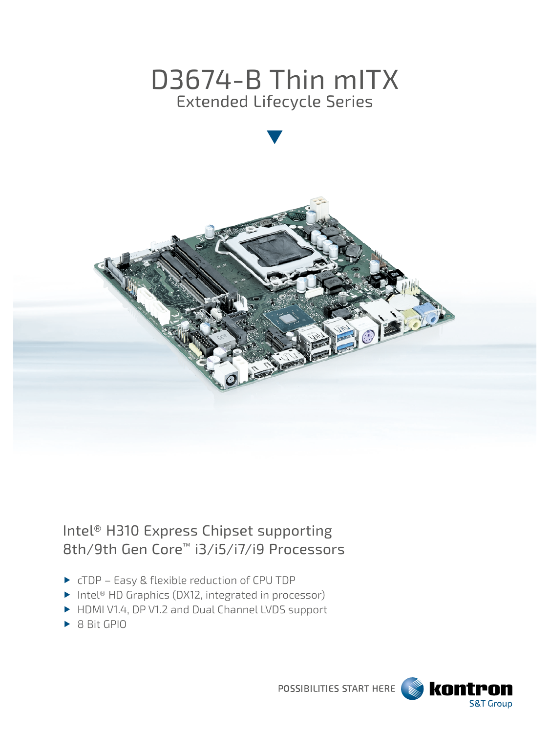# D3674-B Thin mITX

## Extended Lifecycle Series

Intel® H310 Express Chipset supporting 8th/9th Gen Core™ i3/i5/i7/i9 Processors

- cTDP – Easy & flexible reduction of CPU TDP
- Intel® HD Graphics (DX12, integrated in processor)
- HDMI V1.4, DP V1.2 and Dual Channel LVDS support
- 8 Bit GPIO

POSSIBILITIES START HERE kontron S&T Group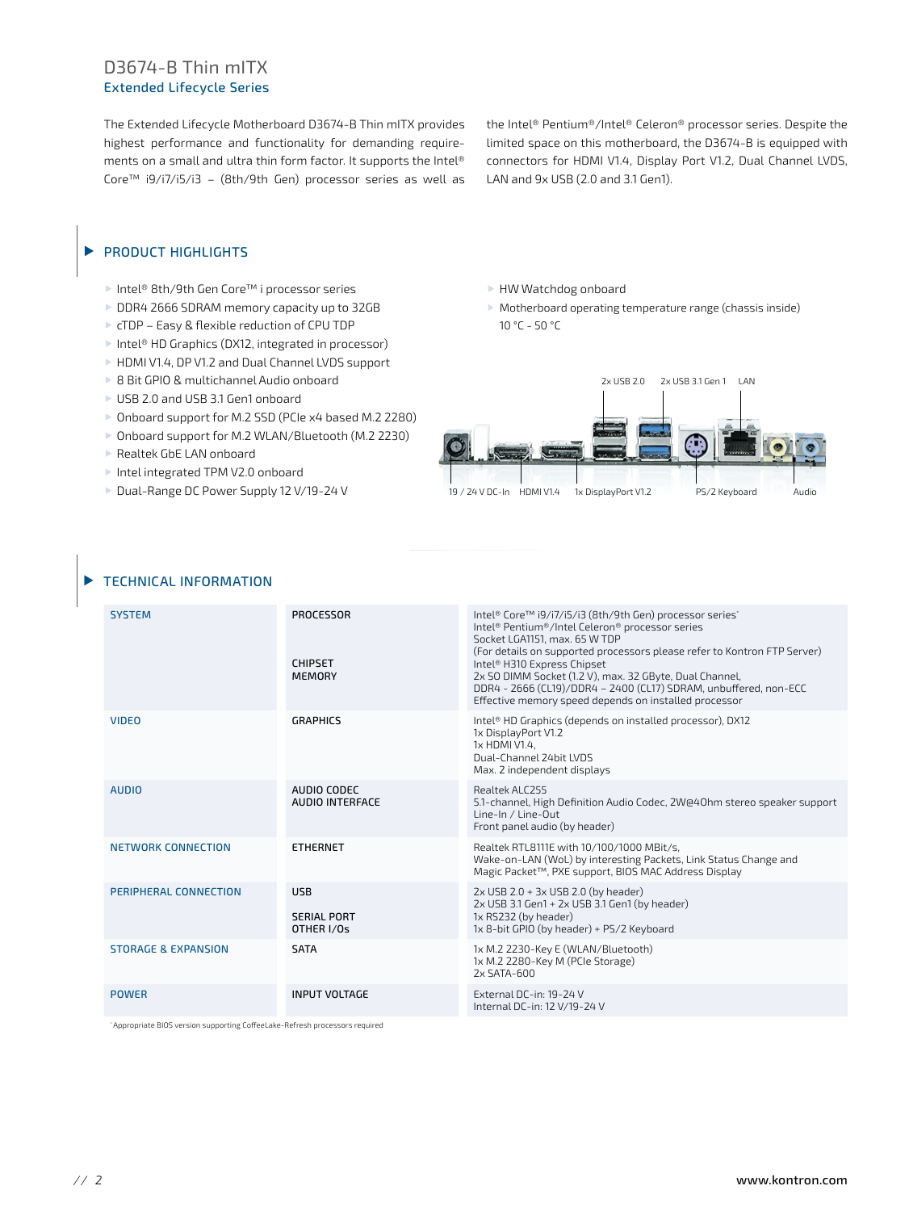# D3674-B Thin mITX

## Extended Lifecycle Series

The Extended Lifecycle Motherboard D3674-B Thin mITX provides highest performance and functionality for demanding requirements on a small and ultra thin form factor. It supports the Intel® Core™ i9/i7/i5/i3 – (8th/9th Gen) processor series as well as the Intel® Pentium®/Intel® Celeron® processor series. Despite the limited space on this motherboard, the D3674-B is equipped with connectors for HDMI V1.4, Display Port V1.2, Dual Channel LVDS, LAN and 9x USB (2.0 and 3.1 Gen1).

## PRODUCT HIGHLIGHTS

- Intel® 8th/9th Gen Core™ i processor series
- DDR4 2666 SDRAM memory capacity up to 32GB
- cTDP – Easy & flexible reduction of CPU TDP
- Intel® HD Graphics (DX12, integrated in processor)
- HDMI V1.4, DP V1.2 and Dual Channel LVDS support
- 8 Bit GPIO & multichannel Audio onboard
- USB 2.0 and USB 3.1 Gen1 onboard
- Onboard support for M.2 SSD (PCIe x4 based M.2 2280)
- Onboard support for M.2 WLAN/Bluetooth (M.2 2230)
- Realtek GbE LAN onboard
- Intel integrated TPM V2.0 onboard
- Dual-Range DC Power Supply 12 V/19-24 V
- HW Watchdog onboard
- Motherboard operating temperature range (chassis inside) 10 °C - 50 °C

2x USB 2.0 | 2x USB 3.1 Gen 1 | LAN | 19 / 24 V DC-In | HDMI V1.4 | 1x DisplayPort V1.2 | PS/2 Keyboard | Audio

## TECHNICAL INFORMATION

| | | |
|---|---|---|
| SYSTEM | PROCESSOR | Intel® Core™ i9/i7/i5/i3 (8th/9th Gen) processor series* <br> Intel® Pentium®/Intel Celeron® processor series <br> Socket LGA1151, max. 65 W TDP <br> (For details on supported processors please refer to Kontron FTP Server) |
| | CHIPSET | Intel® H310 Express Chipset |
| | MEMORY | 2x SO DIMM Socket (1.2 V), max. 32 GByte, Dual Channel, <br> DDR4 - 2666 (CL19)/DDR4 – 2400 (CL17) SDRAM, unbuffered, non-ECC <br> Effective memory speed depends on installed processor |
| VIDEO | GRAPHICS | Intel® HD Graphics (depends on installed processor), DX12 <br> 1x DisplayPort V1.2 <br> 1x HDMI V1.4, <br> Dual-Channel 24bit LVDS <br> Max. 2 independent displays |
| AUDIO | AUDIO CODEC | Realtek ALC255 <br> 5.1-channel, High Definition Audio Codec, 2W@4Ohm stereo speaker support |
| | AUDIO INTERFACE | Line-In / Line-Out <br> Front panel audio (by header) |
| NETWORK CONNECTION | ETHERNET | Realtek RTL8111E with 10/100/1000 MBit/s, <br> Wake-on-LAN (WoL) by interesting Packets, Link Status Change and Magic Packet™, PXE support, BIOS MAC Address Display |
| PERIPHERAL CONNECTION | USB | 2x USB 2.0 + 3x USB 2.0 (by header) <br> 2x USB 3.1 Gen1 + 2x USB 3.1 Gen1 (by header) |
| | SERIAL PORT | 1x RS232 (by header) |
| | OTHER I/Os | 1x 8-bit GPIO (by header) + PS/2 Keyboard |
| STORAGE & EXPANSION | SATA | 1x M.2 2230-Key E (WLAN/Bluetooth) <br> 1x M.2 2280-Key M (PCIe Storage) <br> 2x SATA-600 |
| POWER | INPUT VOLTAGE | External DC-in: 19-24 V <br> Internal DC-in: 12 V/19-24 V |

*Appropriate BIOS version supporting CoffeeLake-Refresh processors required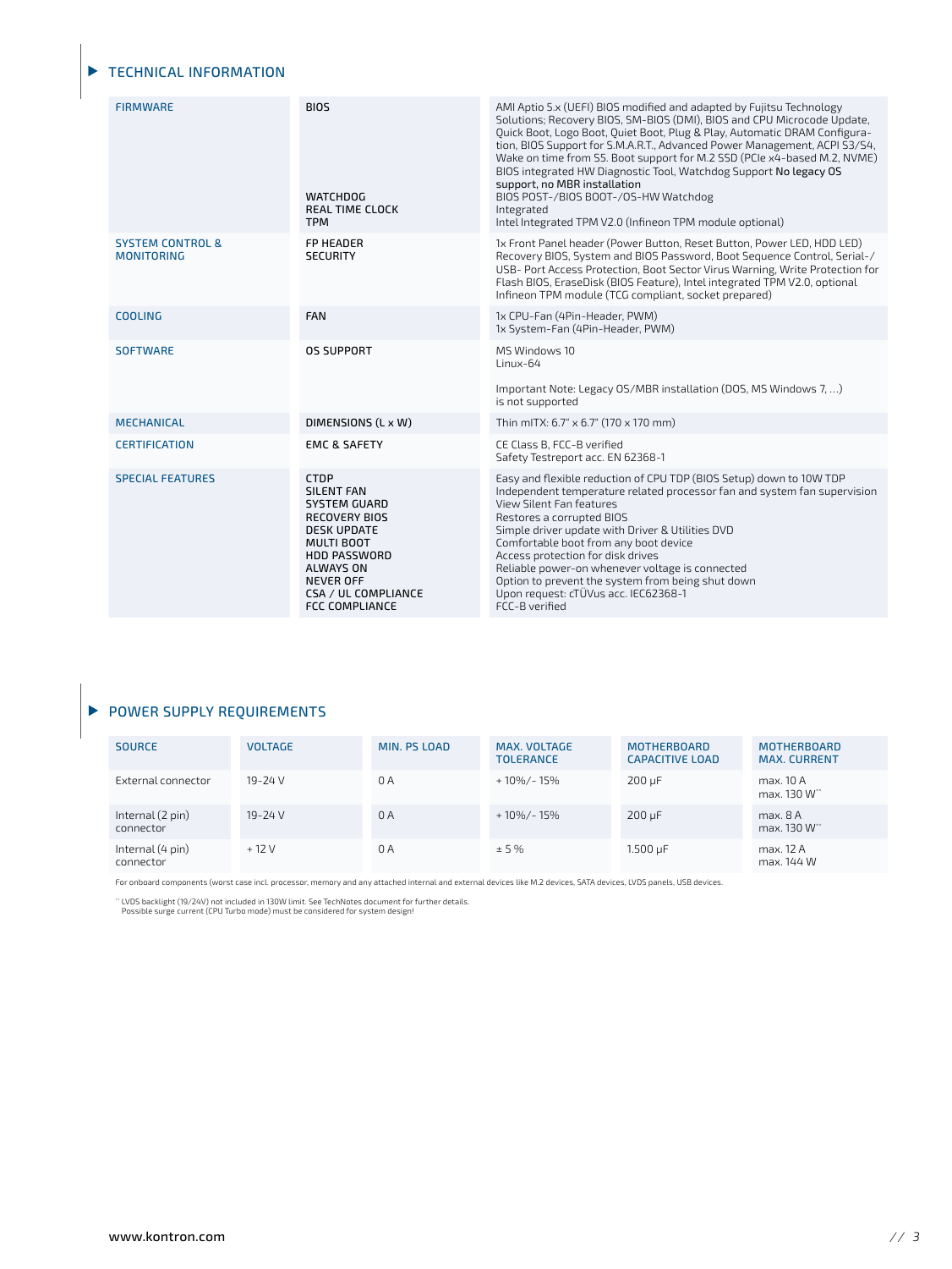## TECHNICAL INFORMATION

| | | |
|---|---|---|
| FIRMWARE | BIOS<br><br><br><br><br><br><br>WATCHDOG<br>REAL TIME CLOCK<br>TPM | AMI Aptio 5.x (UEFI) BIOS modified and adapted by Fujitsu Technology Solutions; Recovery BIOS, SM-BIOS (DMI), BIOS and CPU Microcode Update, Quick Boot, Logo Boot, Quiet Boot, Plug & Play, Automatic DRAM Configuration, BIOS Support for S.M.A.R.T., Advanced Power Management, ACPI S3/S4, Wake on time from S5. Boot support for M.2 SSD (PCIe x4-based M.2, NVME) BIOS integrated HW Diagnostic Tool, Watchdog Support No legacy OS support, no MBR installation<br>BIOS POST-/BIOS BOOT-/OS-HW Watchdog<br>Integrated<br>Intel Integrated TPM V2.0 (Infineon TPM module optional) |
| SYSTEM CONTROL & MONITORING | FP HEADER<br>SECURITY | 1x Front Panel header (Power Button, Reset Button, Power LED, HDD LED)<br>Recovery BIOS, System and BIOS Password, Boot Sequence Control, Serial-/USB- Port Access Protection, Boot Sector Virus Warning, Write Protection for Flash BIOS, EraseDisk (BIOS Feature), Intel integrated TPM V2.0, optional Infineon TPM module (TCG compliant, socket prepared) |
| COOLING | FAN | 1x CPU-Fan (4Pin-Header, PWM)<br>1x System-Fan (4Pin-Header, PWM) |
| SOFTWARE | OS SUPPORT | MS Windows 10<br>Linux-64<br><br>Important Note: Legacy OS/MBR installation (DOS, MS Windows 7, ...) is not supported |
| MECHANICAL | DIMENSIONS (L x W) | Thin mITX: 6.7" x 6.7" (170 x 170 mm) |
| CERTIFICATION | EMC & SAFETY | CE Class B, FCC-B verified<br>Safety Testreport acc. EN 62368-1 |
| SPECIAL FEATURES | CTDP<br>SILENT FAN<br>SYSTEM GUARD<br>RECOVERY BIOS<br>DESK UPDATE<br>MULTI BOOT<br>HDD PASSWORD<br>ALWAYS ON<br>NEVER OFF<br>CSA / UL COMPLIANCE<br>FCC COMPLIANCE | Easy and flexible reduction of CPU TDP (BIOS Setup) down to 10W TDP<br>Independent temperature related processor fan and system fan supervision<br>View Silent Fan features<br>Restores a corrupted BIOS<br>Simple driver update with Driver & Utilities DVD<br>Comfortable boot from any boot device<br>Access protection for disk drives<br>Reliable power-on whenever voltage is connected<br>Option to prevent the system from being shut down<br>Upon request: cTÜVus acc. IEC62368-1<br>FCC-B verified |

## POWER SUPPLY REQUIREMENTS

| SOURCE | VOLTAGE | MIN. PS LOAD | MAX. VOLTAGE TOLERANCE | MOTHERBOARD CAPACITIVE LOAD | MOTHERBOARD MAX. CURRENT |
|---|---|---|---|---|---|
| External connector | 19-24 V | 0 A | + 10%/- 15% | 200 µF | max. 10 A<br>max. 130 W** |
| Internal (2 pin) connector | 19-24 V | 0 A | + 10%/- 15% | 200 µF | max. 8 A<br>max. 130 W** |
| Internal (4 pin) connector | + 12 V | 0 A | ± 5 % | 1.500 µF | max. 12 A<br>max. 144 W |

For onboard components (worst case incl. processor, memory and any attached internal and external devices like M.2 devices, SATA devices, LVDS panels, USB devices.

** LVDS backlight (19/24V) not included in 130W limit. See TechNotes document for further details.
Possible surge current (CPU Turbo mode) must be considered for system design!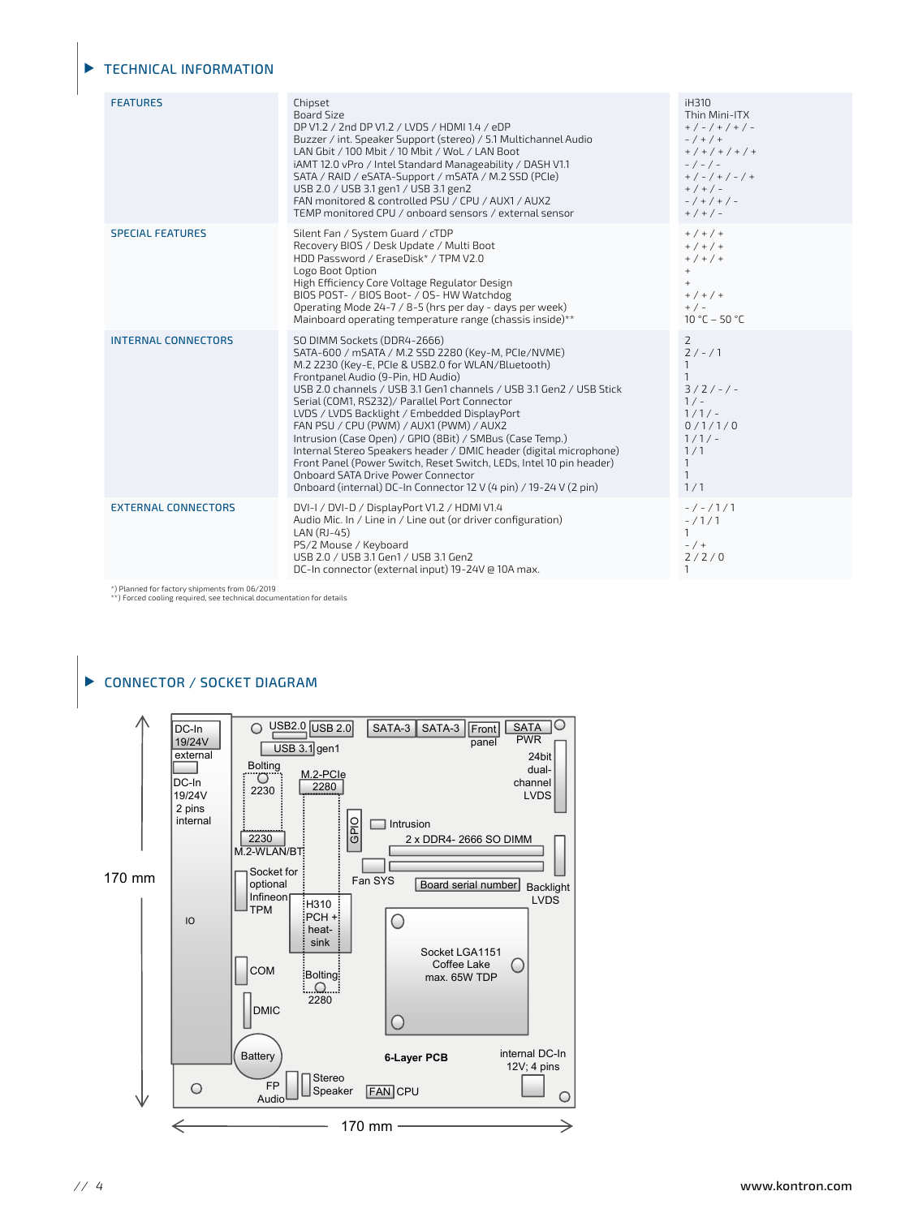## TECHNICAL INFORMATION

| | | |
|---|---|---|
| FEATURES | Chipset | iH310 |
| | Board Size | Thin Mini-ITX |
| | DP V1.2 / 2nd DP V1.2 / LVDS / HDMI 1.4 / eDP | + / - / + / + / - |
| | Buzzer / int. Speaker Support (stereo) / 5.1 Multichannel Audio | - / + / + |
| | LAN Gbit / 100 Mbit / 10 Mbit / WoL / LAN Boot | + / + / + / + / + |
| | iAMT 12.0 vPro / Intel Standard Manageability / DASH V1.1 | - / - / - |
| | SATA / RAID / eSATA-Support / mSATA / M.2 SSD (PCIe) | + / - / + / - / + |
| | USB 2.0 / USB 3.1 gen1 / USB 3.1 gen2 | + / + / - |
| | FAN monitored & controlled PSU / CPU / AUX1 / AUX2 | - / + / + / - |
| | TEMP monitored CPU / onboard sensors / external sensor | + / + / - |
| SPECIAL FEATURES | Silent Fan / System Guard / cTDP | + / + / + |
| | Recovery BIOS / Desk Update / Multi Boot | + / + / + |
| | HDD Password / EraseDisk* / TPM V2.0 | + / + / + |
| | Logo Boot Option | + |
| | High Efficiency Core Voltage Regulator Design | + |
| | BIOS POST- / BIOS Boot- / OS- HW Watchdog | + / + / + |
| | Operating Mode 24-7 / 8-5 (hrs per day - days per week) | + / - |
| | Mainboard operating temperature range (chassis inside)** | 10 °C – 50 °C |
| INTERNAL CONNECTORS | SO DIMM Sockets (DDR4-2666) | 2 |
| | SATA-600 / mSATA / M.2 SSD 2280 (Key-M, PCIe/NVME) | 2 / - / 1 |
| | M.2 2230 (Key-E, PCIe & USB2.0 for WLAN/Bluetooth) | 1 |
| | Frontpanel Audio (9-Pin, HD Audio) | 1 |
| | USB 2.0 channels / USB 3.1 Gen1 channels / USB 3.1 Gen2 / USB Stick | 3 / 2 / - / - |
| | Serial (COM1, RS232)/ Parallel Port Connector | 1 / - |
| | LVDS / LVDS Backlight / Embedded DisplayPort | 1 / 1 / - |
| | FAN PSU / CPU (PWM) / AUX1 (PWM) / AUX2 | 0 / 1 / 1 / 0 |
| | Intrusion (Case Open) / GPIO (8Bit) / SMBus (Case Temp.) | 1 / 1 / - |
| | Internal Stereo Speakers header / DMIC header (digital microphone) | 1 / 1 |
| | Front Panel (Power Switch, Reset Switch, LEDs, Intel 10 pin header) | 1 |
| | Onboard SATA Drive Power Connector | 1 |
| | Onboard (internal) DC-In Connector 12 V (4 pin) / 19-24 V (2 pin) | 1 / 1 |
| EXTERNAL CONNECTORS | DVI-I / DVI-D / DisplayPort V1.2 / HDMI V1.4 | - / - / 1 / 1 |
| | Audio Mic. In / Line in / Line out (or driver configuration) | - / 1 / 1 |
| | LAN (RJ-45) | 1 |
| | PS/2 Mouse / Keyboard | - / + |
| | USB 2.0 / USB 3.1 Gen1 / USB 3.1 Gen2 | 2 / 2 / 0 |
| | DC-In connector (external input) 19-24V @ 10A max. | 1 |

*) Planned for factory shipments from 06/2019
**) Forced cooling required, see technical documentation for details

## CONNECTOR / SOCKET DIAGRAM

DC-In 19/24V external; DC-In 19/24V 2 pins internal; IO; USB2.0; USB 2.0; USB 3.1 gen1; SATA-3; SATA-3; Front panel; SATA PWR; 24bit dual-channel LVDS; Bolting 2230; M.2-PCIe 2280; 2230 M.2-WLAN/BT; GPIO; Intrusion; 2 x DDR4- 2666 SO DIMM; Fan SYS; Board serial number; Backlight LVDS; Socket for optional Infineon TPM; H310 PCH + heat-sink; Socket LGA1151 Coffee Lake max. 65W TDP; COM; Bolting 2280; DMIC; Battery; 6-Layer PCB; internal DC-In 12V; 4 pins; FP Audio; Stereo Speaker; FAN CPU; 170 mm; 170 mm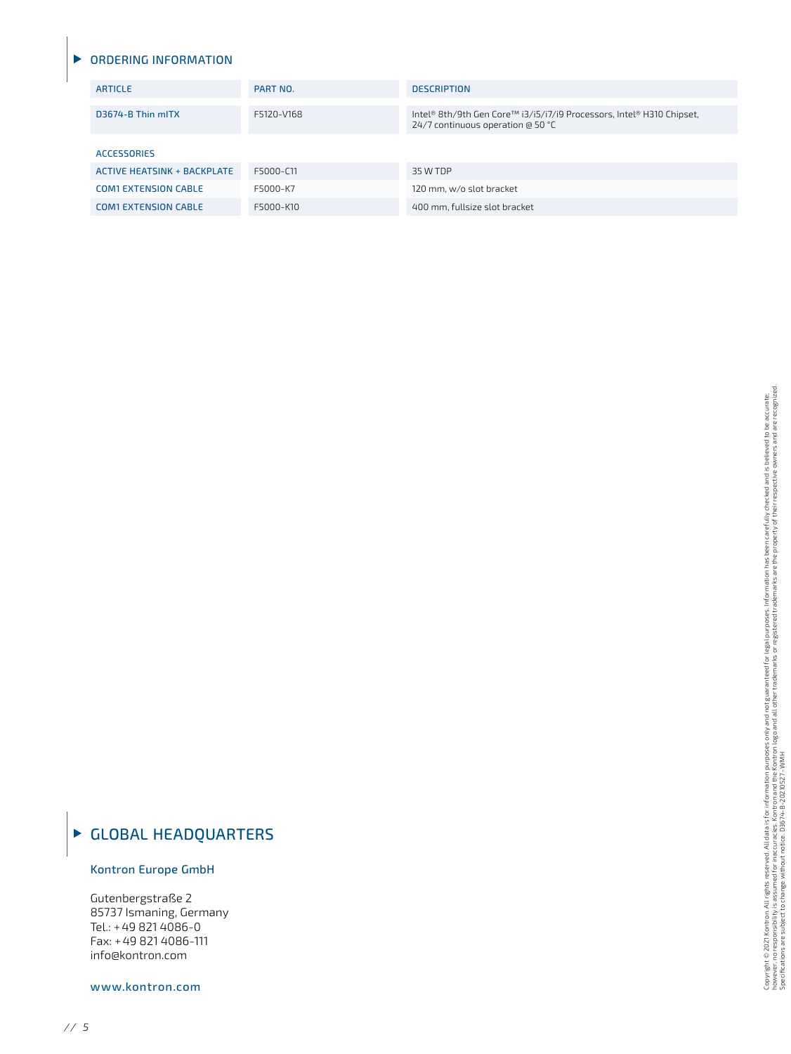## ORDERING INFORMATION

| ARTICLE | PART NO. | DESCRIPTION |
|---|---|---|
| D3674-B Thin mITX | F5120-V168 | Intel® 8th/9th Gen Core™ i3/i5/i7/i9 Processors, Intel® H310 Chipset, 24/7 continuous operation @ 50 °C |
| ACCESSORIES | | |
| ACTIVE HEATSINK + BACKPLATE | F5000-C11 | 35 W TDP |
| COM1 EXTENSION CABLE | F5000-K7 | 120 mm, w/o slot bracket |
| COM1 EXTENSION CABLE | F5000-K10 | 400 mm, fullsize slot bracket |

## GLOBAL HEADQUARTERS

**Kontron Europe GmbH**

Gutenbergstraße 2
85737 Ismaning, Germany
Tel.: + 49 821 4086-0
Fax: + 49 821 4086-111
info@kontron.com

www.kontron.com

Copyright © 2021 Kontron. All rights reserved. All data is for information purposes only and not guaranteed for legal purposes. Information has been carefully checked and is believed to be accurate; however, no responsibility is assumed for inaccuracies. Kontron and the Kontron logo and all other trademarks or registered trademarks are the property of their respective owners and are recognized. Specifications are subject to change without notice. D3674-B-20210527-WMH